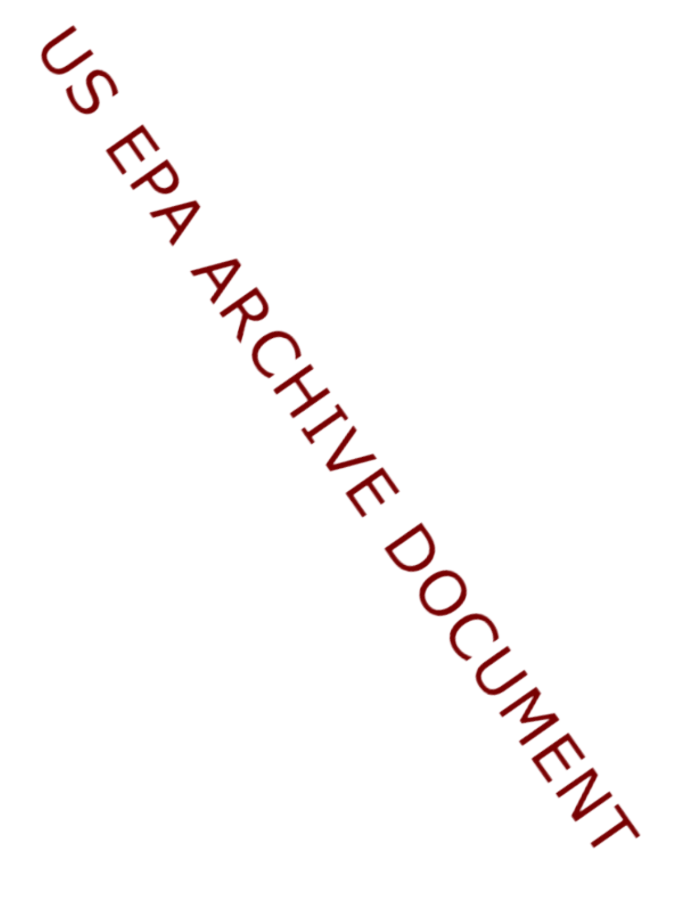US EPA ARCHIVE DOCUMENT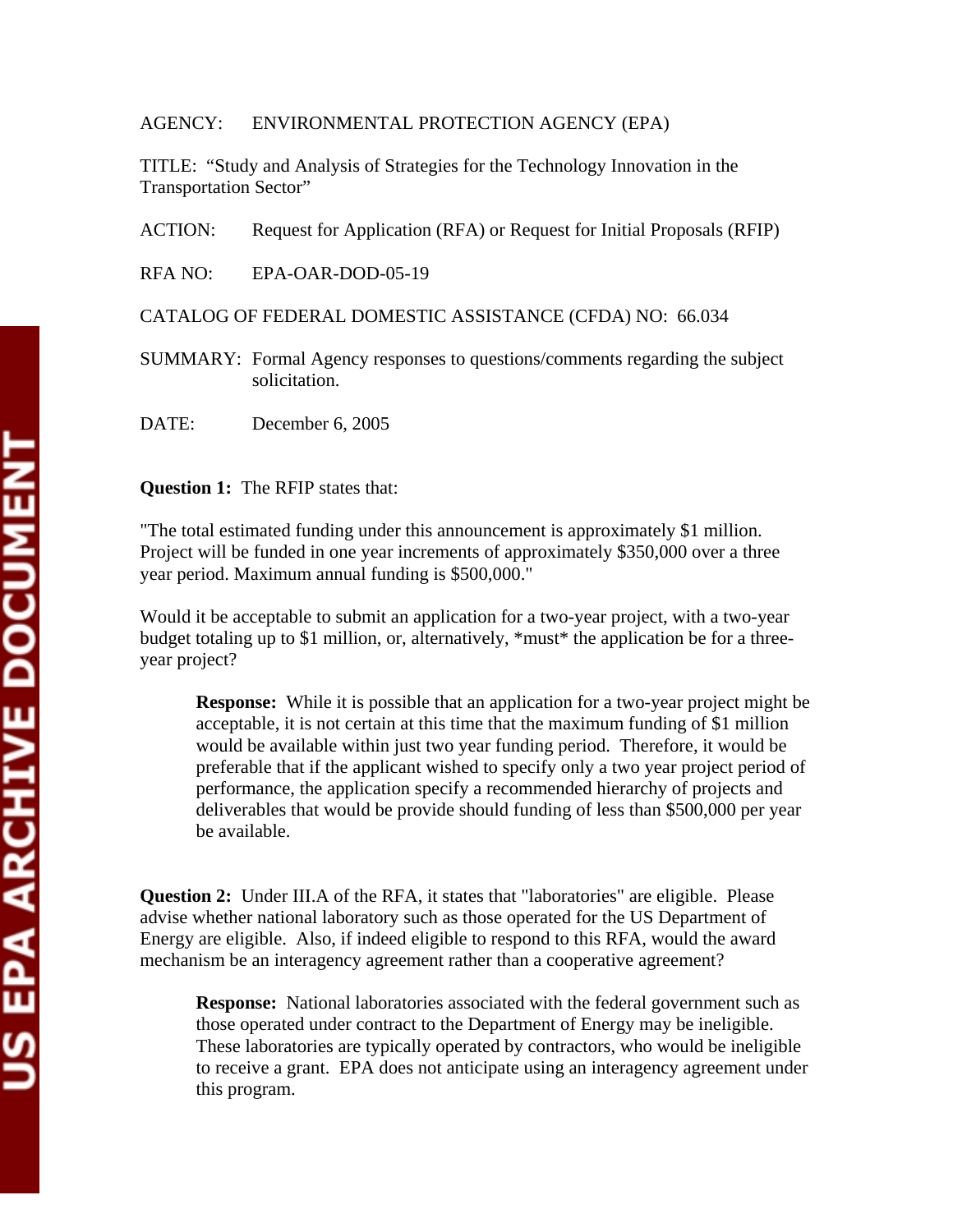AGENCY: ENVIRONMENTAL PROTECTION AGENCY (EPA)

TITLE: "Study and Analysis of Strategies for the Technology Innovation in the Transportation Sector"

ACTION: Request for Application (RFA) or Request for Initial Proposals (RFIP)

RFA NO: EPA-OAR-DOD-05-19

CATALOG OF FEDERAL DOMESTIC ASSISTANCE (CFDA) NO: 66.034

SUMMARY: Formal Agency responses to questions/comments regarding the subject solicitation.

DATE: December 6, 2005

**Question 1:** The RFIP states that:

"The total estimated funding under this announcement is approximately $1 million. Project will be funded in one year increments of approximately $350,000 over a three year period. Maximum annual funding is $500,000."

Would it be acceptable to submit an application for a two-year project, with a two-year budget totaling up to $1 million, or, alternatively, *must* the application be for a three-year project?

> **Response:** While it is possible that an application for a two-year project might be acceptable, it is not certain at this time that the maximum funding of $1 million would be available within just two year funding period. Therefore, it would be preferable that if the applicant wished to specify only a two year project period of performance, the application specify a recommended hierarchy of projects and deliverables that would be provide should funding of less than $500,000 per year be available.

**Question 2:** Under III.A of the RFA, it states that "laboratories" are eligible. Please advise whether national laboratory such as those operated for the US Department of Energy are eligible. Also, if indeed eligible to respond to this RFA, would the award mechanism be an interagency agreement rather than a cooperative agreement?

> **Response:** National laboratories associated with the federal government such as those operated under contract to the Department of Energy may be ineligible. These laboratories are typically operated by contractors, who would be ineligible to receive a grant. EPA does not anticipate using an interagency agreement under this program.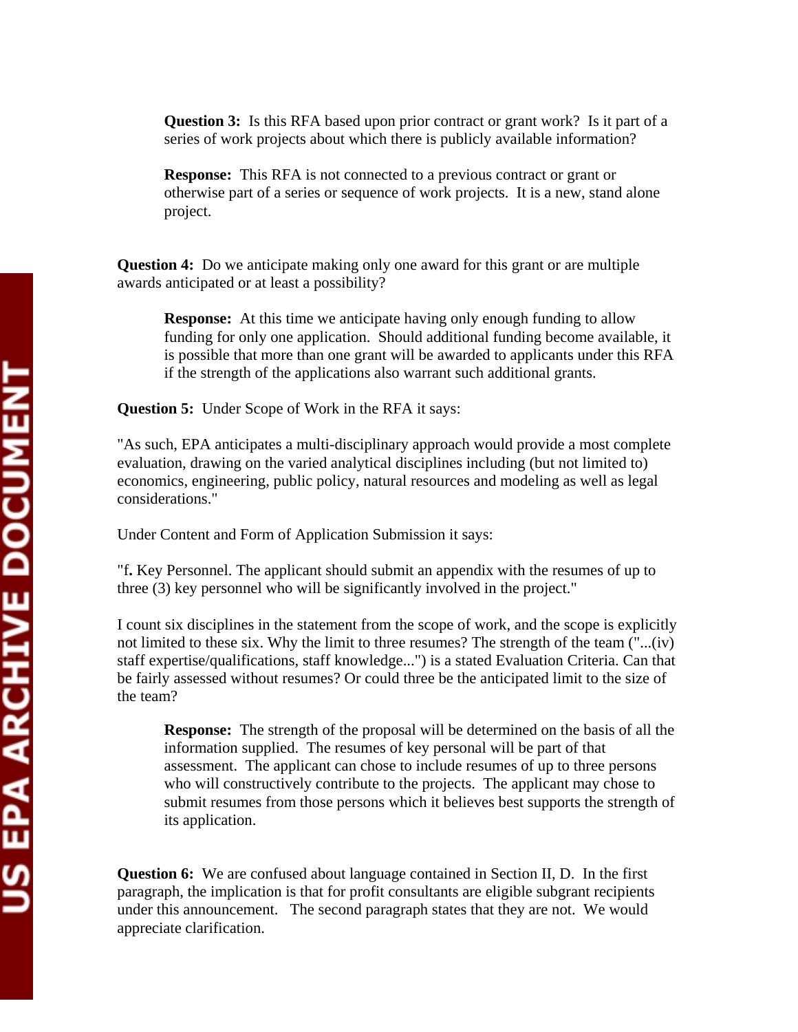**Question 3:** Is this RFA based upon prior contract or grant work? Is it part of a series of work projects about which there is publicly available information?

**Response:** This RFA is not connected to a previous contract or grant or otherwise part of a series or sequence of work projects. It is a new, stand alone project.

**Question 4:** Do we anticipate making only one award for this grant or are multiple awards anticipated or at least a possibility?

**Response:** At this time we anticipate having only enough funding to allow funding for only one application. Should additional funding become available, it is possible that more than one grant will be awarded to applicants under this RFA if the strength of the applications also warrant such additional grants.

**Question 5:** Under Scope of Work in the RFA it says:

"As such, EPA anticipates a multi-disciplinary approach would provide a most complete evaluation, drawing on the varied analytical disciplines including (but not limited to) economics, engineering, public policy, natural resources and modeling as well as legal considerations."

Under Content and Form of Application Submission it says:

"f**.** Key Personnel. The applicant should submit an appendix with the resumes of up to three (3) key personnel who will be significantly involved in the project."

I count six disciplines in the statement from the scope of work, and the scope is explicitly not limited to these six. Why the limit to three resumes? The strength of the team ("...(iv) staff expertise/qualifications, staff knowledge...") is a stated Evaluation Criteria. Can that be fairly assessed without resumes? Or could three be the anticipated limit to the size of the team?

**Response:** The strength of the proposal will be determined on the basis of all the information supplied. The resumes of key personal will be part of that assessment. The applicant can chose to include resumes of up to three persons who will constructively contribute to the projects. The applicant may chose to submit resumes from those persons which it believes best supports the strength of its application.

**Question 6:** We are confused about language contained in Section II, D. In the first paragraph, the implication is that for profit consultants are eligible subgrant recipients under this announcement. The second paragraph states that they are not. We would appreciate clarification.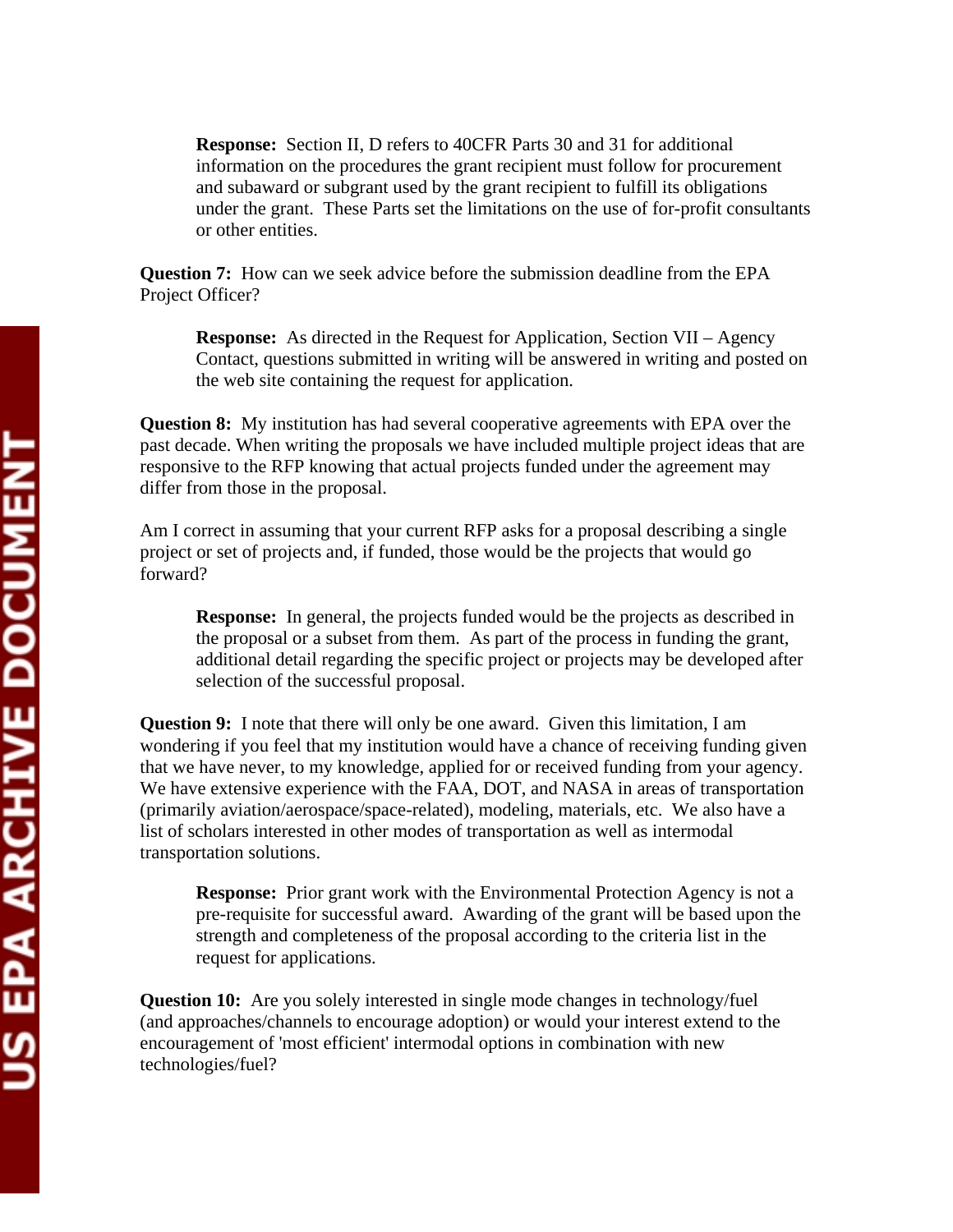**Response:** Section II, D refers to 40CFR Parts 30 and 31 for additional information on the procedures the grant recipient must follow for procurement and subaward or subgrant used by the grant recipient to fulfill its obligations under the grant. These Parts set the limitations on the use of for-profit consultants or other entities.

**Question 7:** How can we seek advice before the submission deadline from the EPA Project Officer?

**Response:** As directed in the Request for Application, Section VII – Agency Contact, questions submitted in writing will be answered in writing and posted on the web site containing the request for application.

**Question 8:** My institution has had several cooperative agreements with EPA over the past decade. When writing the proposals we have included multiple project ideas that are responsive to the RFP knowing that actual projects funded under the agreement may differ from those in the proposal.

Am I correct in assuming that your current RFP asks for a proposal describing a single project or set of projects and, if funded, those would be the projects that would go forward?

**Response:** In general, the projects funded would be the projects as described in the proposal or a subset from them. As part of the process in funding the grant, additional detail regarding the specific project or projects may be developed after selection of the successful proposal.

**Question 9:** I note that there will only be one award. Given this limitation, I am wondering if you feel that my institution would have a chance of receiving funding given that we have never, to my knowledge, applied for or received funding from your agency. We have extensive experience with the FAA, DOT, and NASA in areas of transportation (primarily aviation/aerospace/space-related), modeling, materials, etc. We also have a list of scholars interested in other modes of transportation as well as intermodal transportation solutions.

**Response:** Prior grant work with the Environmental Protection Agency is not a pre-requisite for successful award. Awarding of the grant will be based upon the strength and completeness of the proposal according to the criteria list in the request for applications.

**Question 10:** Are you solely interested in single mode changes in technology/fuel (and approaches/channels to encourage adoption) or would your interest extend to the encouragement of 'most efficient' intermodal options in combination with new technologies/fuel?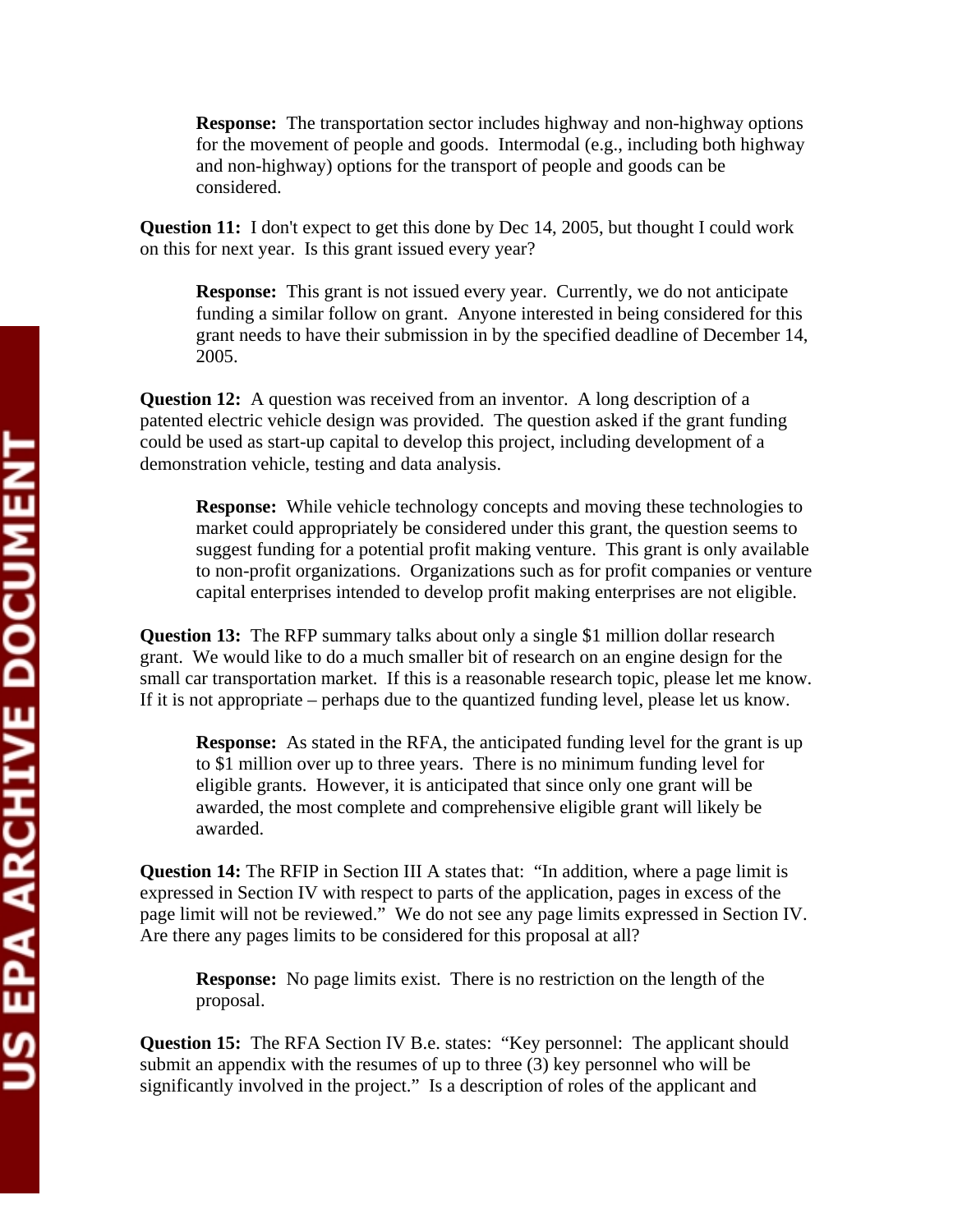**Response:** The transportation sector includes highway and non-highway options for the movement of people and goods. Intermodal (e.g., including both highway and non-highway) options for the transport of people and goods can be considered.

**Question 11:** I don't expect to get this done by Dec 14, 2005, but thought I could work on this for next year. Is this grant issued every year?

**Response:** This grant is not issued every year. Currently, we do not anticipate funding a similar follow on grant. Anyone interested in being considered for this grant needs to have their submission in by the specified deadline of December 14, 2005.

**Question 12:** A question was received from an inventor. A long description of a patented electric vehicle design was provided. The question asked if the grant funding could be used as start-up capital to develop this project, including development of a demonstration vehicle, testing and data analysis.

**Response:** While vehicle technology concepts and moving these technologies to market could appropriately be considered under this grant, the question seems to suggest funding for a potential profit making venture. This grant is only available to non-profit organizations. Organizations such as for profit companies or venture capital enterprises intended to develop profit making enterprises are not eligible.

**Question 13:** The RFP summary talks about only a single $1 million dollar research grant. We would like to do a much smaller bit of research on an engine design for the small car transportation market. If this is a reasonable research topic, please let me know. If it is not appropriate – perhaps due to the quantized funding level, please let us know.

**Response:** As stated in the RFA, the anticipated funding level for the grant is up to $1 million over up to three years. There is no minimum funding level for eligible grants. However, it is anticipated that since only one grant will be awarded, the most complete and comprehensive eligible grant will likely be awarded.

**Question 14:** The RFIP in Section III A states that: "In addition, where a page limit is expressed in Section IV with respect to parts of the application, pages in excess of the page limit will not be reviewed." We do not see any page limits expressed in Section IV. Are there any pages limits to be considered for this proposal at all?

**Response:** No page limits exist. There is no restriction on the length of the proposal.

**Question 15:** The RFA Section IV B.e. states: "Key personnel: The applicant should submit an appendix with the resumes of up to three (3) key personnel who will be significantly involved in the project." Is a description of roles of the applicant and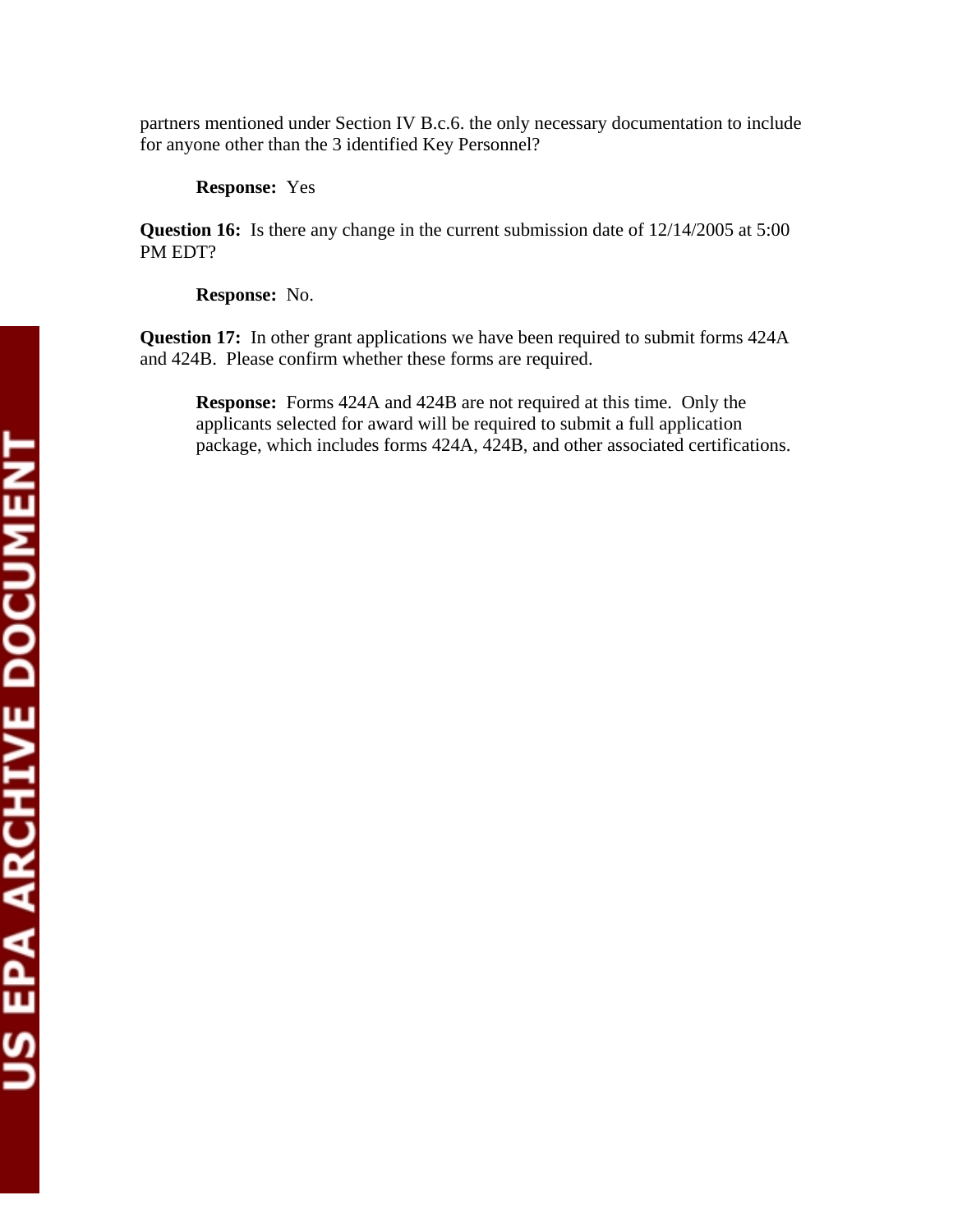partners mentioned under Section IV B.c.6. the only necessary documentation to include for anyone other than the 3 identified Key Personnel?

**Response:** Yes

**Question 16:** Is there any change in the current submission date of 12/14/2005 at 5:00 PM EDT?

**Response:** No.

**Question 17:** In other grant applications we have been required to submit forms 424A and 424B. Please confirm whether these forms are required.

**Response:** Forms 424A and 424B are not required at this time. Only the applicants selected for award will be required to submit a full application package, which includes forms 424A, 424B, and other associated certifications.